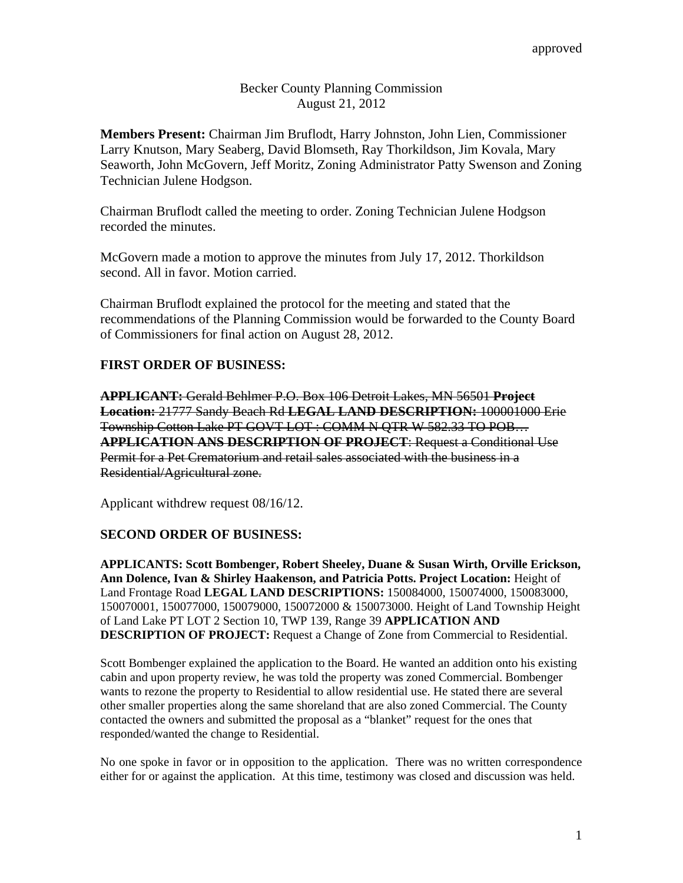approved

Becker County Planning Commission
August 21, 2012

**Members Present:** Chairman Jim Bruflodt, Harry Johnston, John Lien, Commissioner Larry Knutson, Mary Seaberg, David Blomseth, Ray Thorkildson, Jim Kovala, Mary Seaworth, John McGovern, Jeff Moritz, Zoning Administrator Patty Swenson and Zoning Technician Julene Hodgson.

Chairman Bruflodt called the meeting to order. Zoning Technician Julene Hodgson recorded the minutes.

McGovern made a motion to approve the minutes from July 17, 2012. Thorkildson second. All in favor. Motion carried.

Chairman Bruflodt explained the protocol for the meeting and stated that the recommendations of the Planning Commission would be forwarded to the County Board of Commissioners for final action on August 28, 2012.

**FIRST ORDER OF BUSINESS:**

~~**APPLICANT:** Gerald Behlmer P.O. Box 106 Detroit Lakes, MN 56501 **Project Location:** 21777 Sandy Beach Rd **LEGAL LAND DESCRIPTION:** 100001000 Erie Township Cotton Lake PT GOVT LOT : COMM N QTR W 582.33 TO POB… **APPLICATION ANS DESCRIPTION OF PROJECT**: Request a Conditional Use Permit for a Pet Crematorium and retail sales associated with the business in a Residential/Agricultural zone.~~

Applicant withdrew request 08/16/12.

**SECOND ORDER OF BUSINESS:**

**APPLICANTS: Scott Bombenger, Robert Sheeley, Duane & Susan Wirth, Orville Erickson, Ann Dolence, Ivan & Shirley Haakenson, and Patricia Potts. Project Location:** Height of Land Frontage Road **LEGAL LAND DESCRIPTIONS:** 150084000, 150074000, 150083000, 150070001, 150077000, 150079000, 150072000 & 150073000. Height of Land Township Height of Land Lake PT LOT 2 Section 10, TWP 139, Range 39 **APPLICATION AND DESCRIPTION OF PROJECT:** Request a Change of Zone from Commercial to Residential.

Scott Bombenger explained the application to the Board. He wanted an addition onto his existing cabin and upon property review, he was told the property was zoned Commercial. Bombenger wants to rezone the property to Residential to allow residential use. He stated there are several other smaller properties along the same shoreland that are also zoned Commercial. The County contacted the owners and submitted the proposal as a "blanket" request for the ones that responded/wanted the change to Residential.

No one spoke in favor or in opposition to the application. There was no written correspondence either for or against the application. At this time, testimony was closed and discussion was held.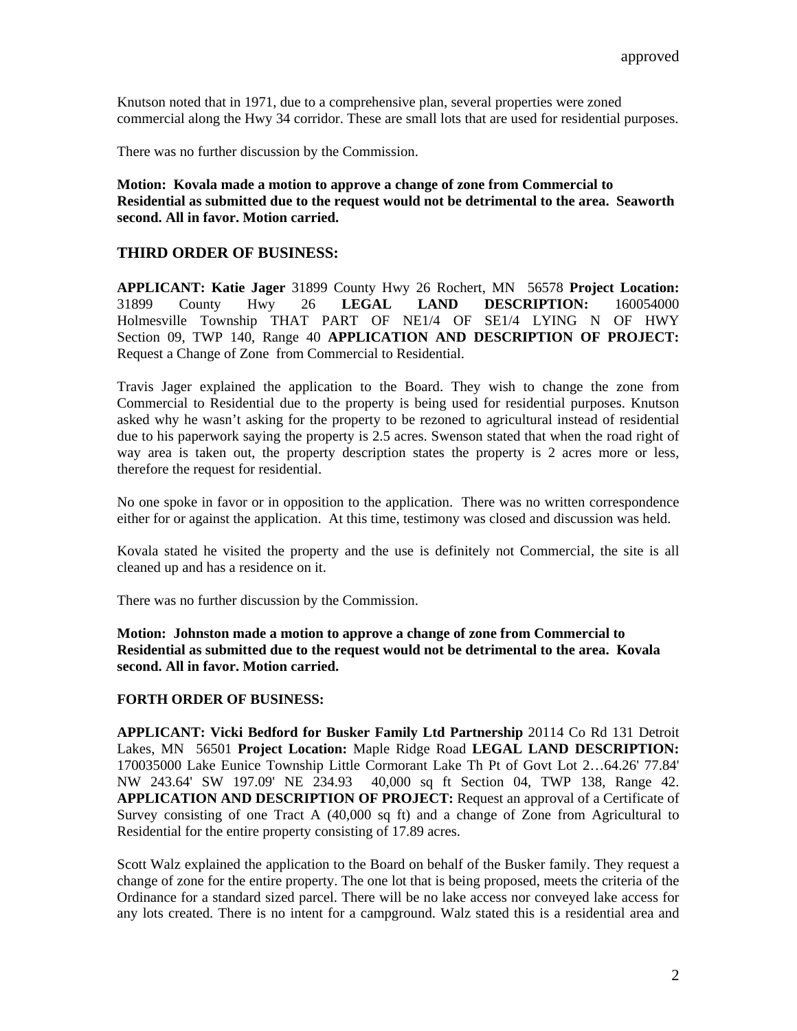Knutson noted that in 1971, due to a comprehensive plan, several properties were zoned commercial along the Hwy 34 corridor. These are small lots that are used for residential purposes.

There was no further discussion by the Commission.

**Motion: Kovala made a motion to approve a change of zone from Commercial to Residential as submitted due to the request would not be detrimental to the area. Seaworth second. All in favor. Motion carried.**

## THIRD ORDER OF BUSINESS:

**APPLICANT: Katie Jager** 31899 County Hwy 26 Rochert, MN 56578 **Project Location:** 31899 County Hwy 26 **LEGAL LAND DESCRIPTION:** 160054000 Holmesville Township THAT PART OF NE1/4 OF SE1/4 LYING N OF HWY Section 09, TWP 140, Range 40 **APPLICATION AND DESCRIPTION OF PROJECT:** Request a Change of Zone from Commercial to Residential.

Travis Jager explained the application to the Board. They wish to change the zone from Commercial to Residential due to the property is being used for residential purposes. Knutson asked why he wasn't asking for the property to be rezoned to agricultural instead of residential due to his paperwork saying the property is 2.5 acres. Swenson stated that when the road right of way area is taken out, the property description states the property is 2 acres more or less, therefore the request for residential.

No one spoke in favor or in opposition to the application. There was no written correspondence either for or against the application. At this time, testimony was closed and discussion was held.

Kovala stated he visited the property and the use is definitely not Commercial, the site is all cleaned up and has a residence on it.

There was no further discussion by the Commission.

**Motion: Johnston made a motion to approve a change of zone from Commercial to Residential as submitted due to the request would not be detrimental to the area. Kovala second. All in favor. Motion carried.**

**FORTH ORDER OF BUSINESS:**

**APPLICANT: Vicki Bedford for Busker Family Ltd Partnership** 20114 Co Rd 131 Detroit Lakes, MN 56501 **Project Location:** Maple Ridge Road **LEGAL LAND DESCRIPTION:** 170035000 Lake Eunice Township Little Cormorant Lake Th Pt of Govt Lot 2…64.26' 77.84' NW 243.64' SW 197.09' NE 234.93 40,000 sq ft Section 04, TWP 138, Range 42. **APPLICATION AND DESCRIPTION OF PROJECT:** Request an approval of a Certificate of Survey consisting of one Tract A (40,000 sq ft) and a change of Zone from Agricultural to Residential for the entire property consisting of 17.89 acres.

Scott Walz explained the application to the Board on behalf of the Busker family. They request a change of zone for the entire property. The one lot that is being proposed, meets the criteria of the Ordinance for a standard sized parcel. There will be no lake access nor conveyed lake access for any lots created. There is no intent for a campground. Walz stated this is a residential area and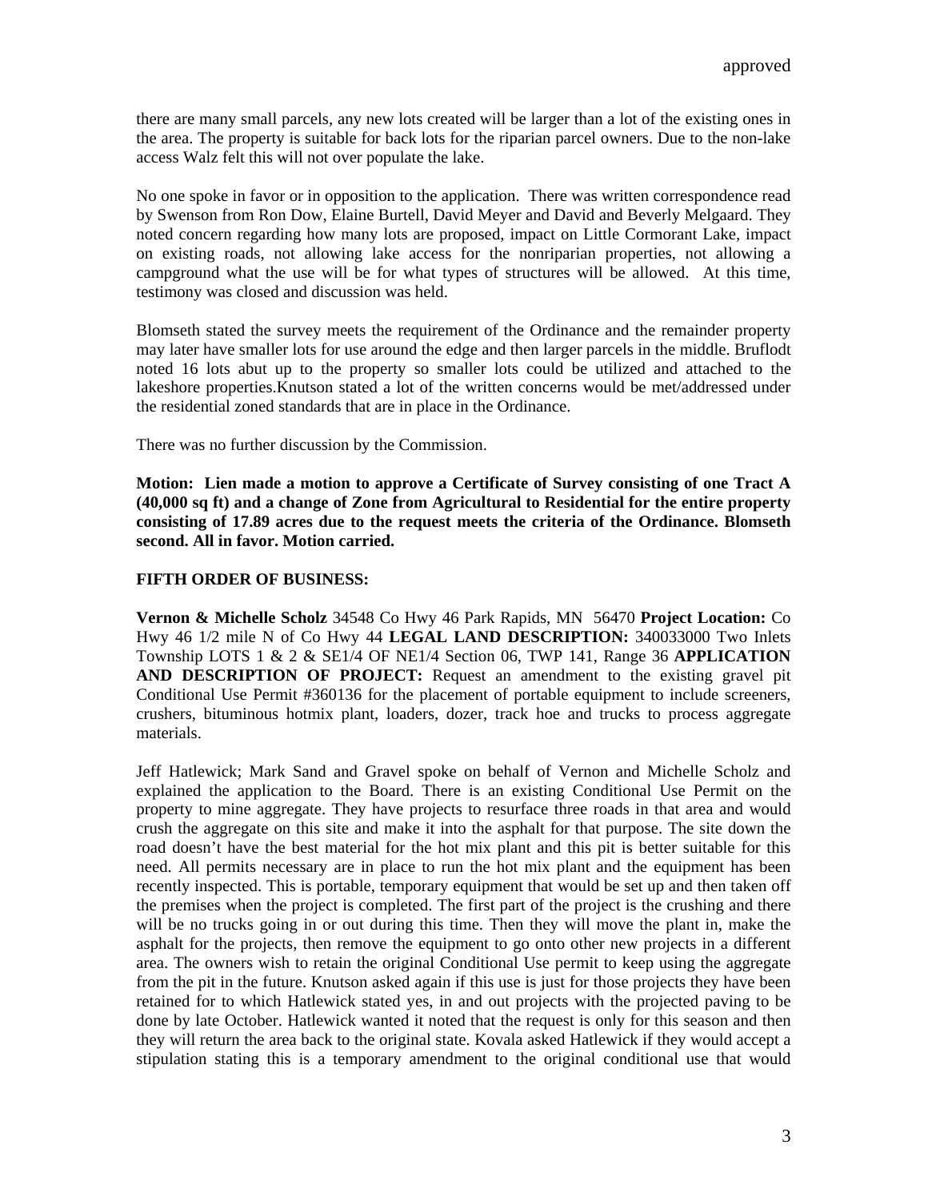approved

there are many small parcels, any new lots created will be larger than a lot of the existing ones in the area. The property is suitable for back lots for the riparian parcel owners. Due to the non-lake access Walz felt this will not over populate the lake.

No one spoke in favor or in opposition to the application. There was written correspondence read by Swenson from Ron Dow, Elaine Burtell, David Meyer and David and Beverly Melgaard. They noted concern regarding how many lots are proposed, impact on Little Cormorant Lake, impact on existing roads, not allowing lake access for the nonriparian properties, not allowing a campground what the use will be for what types of structures will be allowed. At this time, testimony was closed and discussion was held.

Blomseth stated the survey meets the requirement of the Ordinance and the remainder property may later have smaller lots for use around the edge and then larger parcels in the middle. Bruflodt noted 16 lots abut up to the property so smaller lots could be utilized and attached to the lakeshore properties.Knutson stated a lot of the written concerns would be met/addressed under the residential zoned standards that are in place in the Ordinance.

There was no further discussion by the Commission.

**Motion: Lien made a motion to approve a Certificate of Survey consisting of one Tract A (40,000 sq ft) and a change of Zone from Agricultural to Residential for the entire property consisting of 17.89 acres due to the request meets the criteria of the Ordinance. Blomseth second. All in favor. Motion carried.**

**FIFTH ORDER OF BUSINESS:**

**Vernon & Michelle Scholz** 34548 Co Hwy 46 Park Rapids, MN 56470 **Project Location:** Co Hwy 46 1/2 mile N of Co Hwy 44 **LEGAL LAND DESCRIPTION:** 340033000 Two Inlets Township LOTS 1 & 2 & SE1/4 OF NE1/4 Section 06, TWP 141, Range 36 **APPLICATION AND DESCRIPTION OF PROJECT:** Request an amendment to the existing gravel pit Conditional Use Permit #360136 for the placement of portable equipment to include screeners, crushers, bituminous hotmix plant, loaders, dozer, track hoe and trucks to process aggregate materials.

Jeff Hatlewick; Mark Sand and Gravel spoke on behalf of Vernon and Michelle Scholz and explained the application to the Board. There is an existing Conditional Use Permit on the property to mine aggregate. They have projects to resurface three roads in that area and would crush the aggregate on this site and make it into the asphalt for that purpose. The site down the road doesn't have the best material for the hot mix plant and this pit is better suitable for this need. All permits necessary are in place to run the hot mix plant and the equipment has been recently inspected. This is portable, temporary equipment that would be set up and then taken off the premises when the project is completed. The first part of the project is the crushing and there will be no trucks going in or out during this time. Then they will move the plant in, make the asphalt for the projects, then remove the equipment to go onto other new projects in a different area. The owners wish to retain the original Conditional Use permit to keep using the aggregate from the pit in the future. Knutson asked again if this use is just for those projects they have been retained for to which Hatlewick stated yes, in and out projects with the projected paving to be done by late October. Hatlewick wanted it noted that the request is only for this season and then they will return the area back to the original state. Kovala asked Hatlewick if they would accept a stipulation stating this is a temporary amendment to the original conditional use that would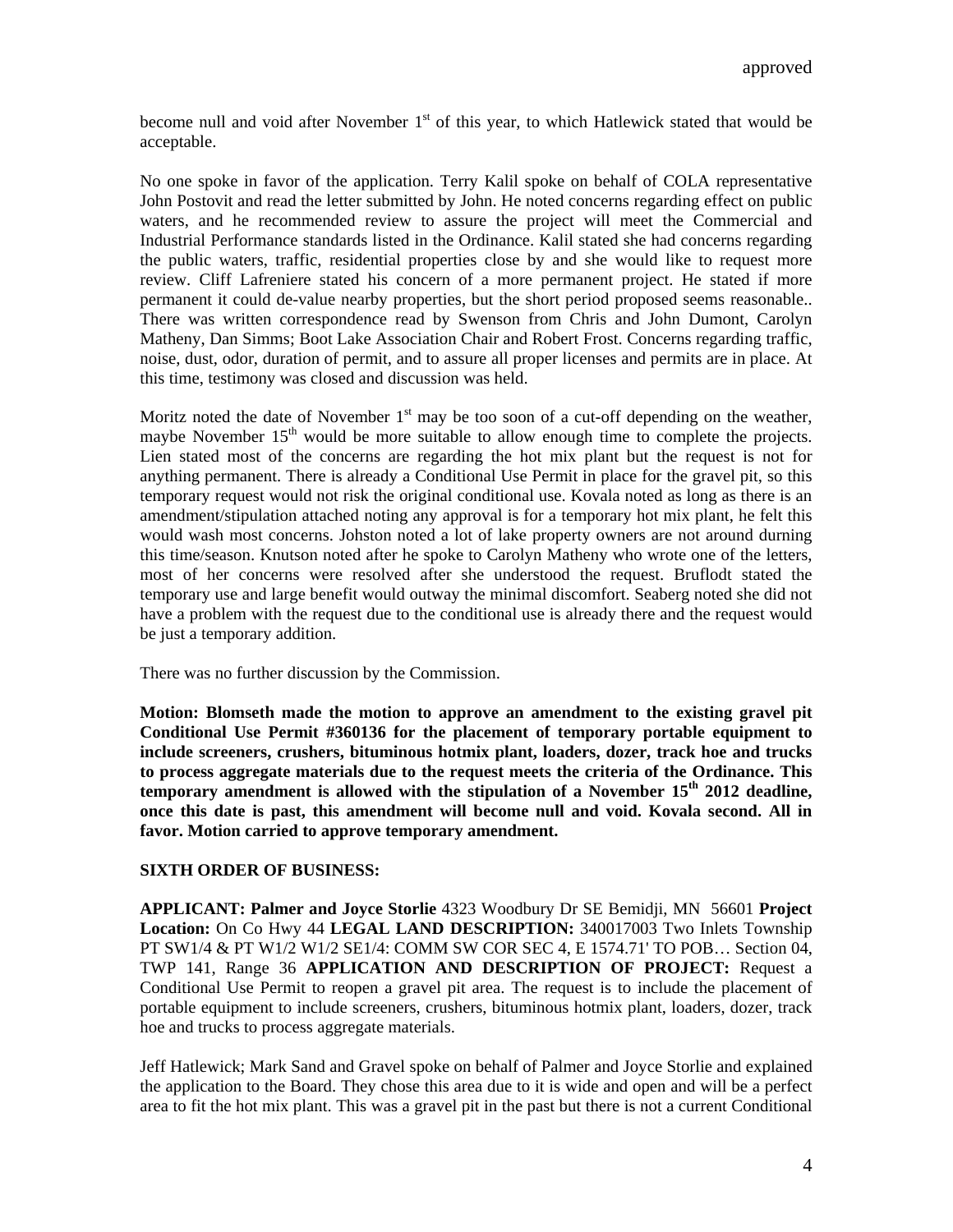become null and void after November 1st of this year, to which Hatlewick stated that would be acceptable.

No one spoke in favor of the application. Terry Kalil spoke on behalf of COLA representative John Postovit and read the letter submitted by John. He noted concerns regarding effect on public waters, and he recommended review to assure the project will meet the Commercial and Industrial Performance standards listed in the Ordinance. Kalil stated she had concerns regarding the public waters, traffic, residential properties close by and she would like to request more review. Cliff Lafreniere stated his concern of a more permanent project. He stated if more permanent it could de-value nearby properties, but the short period proposed seems reasonable.. There was written correspondence read by Swenson from Chris and John Dumont, Carolyn Matheny, Dan Simms; Boot Lake Association Chair and Robert Frost. Concerns regarding traffic, noise, dust, odor, duration of permit, and to assure all proper licenses and permits are in place. At this time, testimony was closed and discussion was held.

Moritz noted the date of November 1st may be too soon of a cut-off depending on the weather, maybe November 15th would be more suitable to allow enough time to complete the projects. Lien stated most of the concerns are regarding the hot mix plant but the request is not for anything permanent. There is already a Conditional Use Permit in place for the gravel pit, so this temporary request would not risk the original conditional use. Kovala noted as long as there is an amendment/stipulation attached noting any approval is for a temporary hot mix plant, he felt this would wash most concerns. Johston noted a lot of lake property owners are not around durning this time/season. Knutson noted after he spoke to Carolyn Matheny who wrote one of the letters, most of her concerns were resolved after she understood the request. Bruflodt stated the temporary use and large benefit would outway the minimal discomfort. Seaberg noted she did not have a problem with the request due to the conditional use is already there and the request would be just a temporary addition.

There was no further discussion by the Commission.

**Motion: Blomseth made the motion to approve an amendment to the existing gravel pit Conditional Use Permit #360136 for the placement of temporary portable equipment to include screeners, crushers, bituminous hotmix plant, loaders, dozer, track hoe and trucks to process aggregate materials due to the request meets the criteria of the Ordinance. This temporary amendment is allowed with the stipulation of a November 15th 2012 deadline, once this date is past, this amendment will become null and void. Kovala second. All in favor. Motion carried to approve temporary amendment.**

**SIXTH ORDER OF BUSINESS:**

**APPLICANT: Palmer and Joyce Storlie** 4323 Woodbury Dr SE Bemidji, MN 56601 **Project Location:** On Co Hwy 44 **LEGAL LAND DESCRIPTION:** 340017003 Two Inlets Township PT SW1/4 & PT W1/2 W1/2 SE1/4: COMM SW COR SEC 4, E 1574.71' TO POB… Section 04, TWP 141, Range 36 **APPLICATION AND DESCRIPTION OF PROJECT:** Request a Conditional Use Permit to reopen a gravel pit area. The request is to include the placement of portable equipment to include screeners, crushers, bituminous hotmix plant, loaders, dozer, track hoe and trucks to process aggregate materials.

Jeff Hatlewick; Mark Sand and Gravel spoke on behalf of Palmer and Joyce Storlie and explained the application to the Board. They chose this area due to it is wide and open and will be a perfect area to fit the hot mix plant. This was a gravel pit in the past but there is not a current Conditional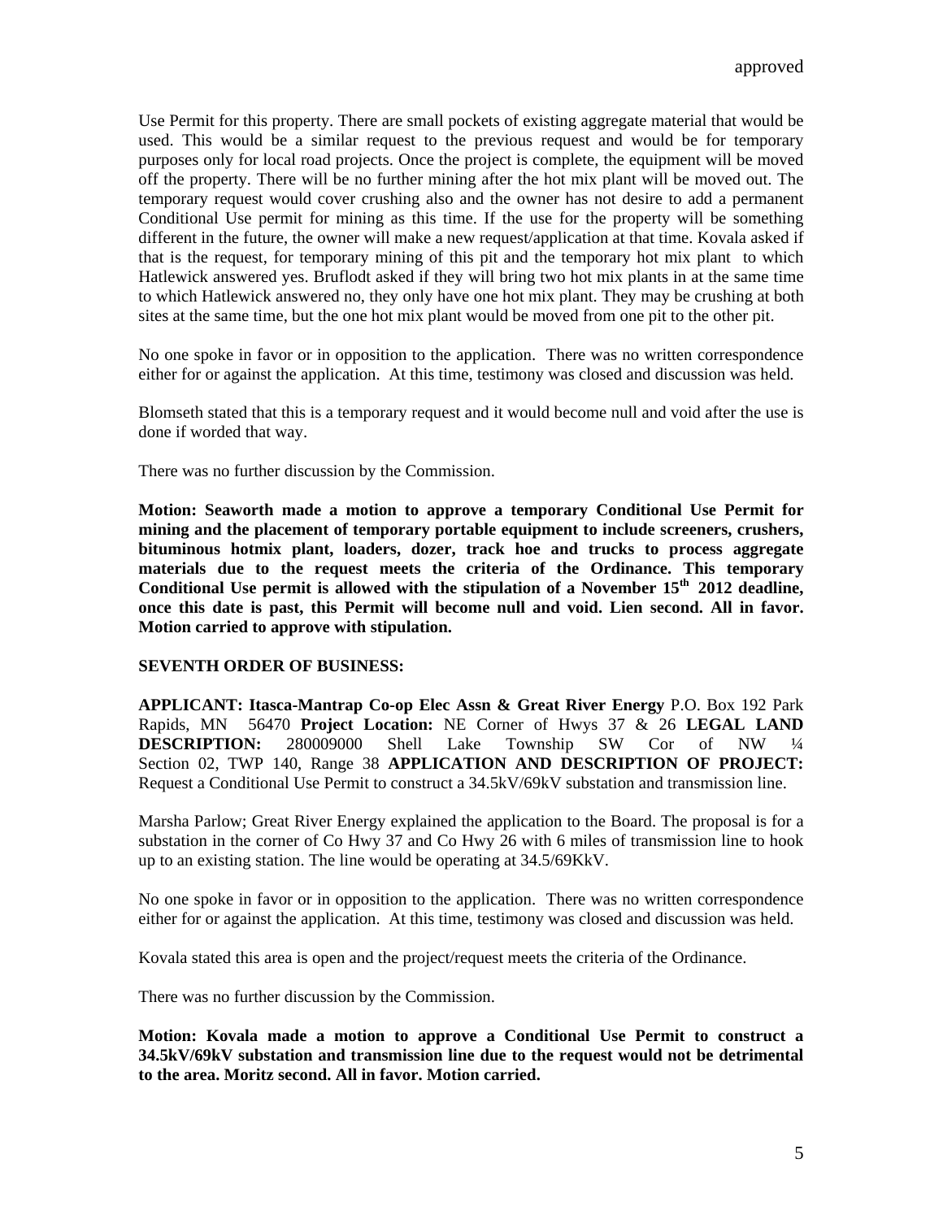Use Permit for this property. There are small pockets of existing aggregate material that would be used. This would be a similar request to the previous request and would be for temporary purposes only for local road projects. Once the project is complete, the equipment will be moved off the property. There will be no further mining after the hot mix plant will be moved out. The temporary request would cover crushing also and the owner has not desire to add a permanent Conditional Use permit for mining as this time. If the use for the property will be something different in the future, the owner will make a new request/application at that time. Kovala asked if that is the request, for temporary mining of this pit and the temporary hot mix plant to which Hatlewick answered yes. Bruflodt asked if they will bring two hot mix plants in at the same time to which Hatlewick answered no, they only have one hot mix plant. They may be crushing at both sites at the same time, but the one hot mix plant would be moved from one pit to the other pit.

No one spoke in favor or in opposition to the application. There was no written correspondence either for or against the application. At this time, testimony was closed and discussion was held.

Blomseth stated that this is a temporary request and it would become null and void after the use is done if worded that way.

There was no further discussion by the Commission.

**Motion: Seaworth made a motion to approve a temporary Conditional Use Permit for mining and the placement of temporary portable equipment to include screeners, crushers, bituminous hotmix plant, loaders, dozer, track hoe and trucks to process aggregate materials due to the request meets the criteria of the Ordinance. This temporary Conditional Use permit is allowed with the stipulation of a November 15th 2012 deadline, once this date is past, this Permit will become null and void. Lien second. All in favor. Motion carried to approve with stipulation.**

**SEVENTH ORDER OF BUSINESS:**

**APPLICANT: Itasca-Mantrap Co-op Elec Assn & Great River Energy** P.O. Box 192 Park Rapids, MN 56470 **Project Location:** NE Corner of Hwys 37 & 26 **LEGAL LAND DESCRIPTION:** 280009000 Shell Lake Township SW Cor of NW ¼ Section 02, TWP 140, Range 38 **APPLICATION AND DESCRIPTION OF PROJECT:** Request a Conditional Use Permit to construct a 34.5kV/69kV substation and transmission line.

Marsha Parlow; Great River Energy explained the application to the Board. The proposal is for a substation in the corner of Co Hwy 37 and Co Hwy 26 with 6 miles of transmission line to hook up to an existing station. The line would be operating at 34.5/69KkV.

No one spoke in favor or in opposition to the application. There was no written correspondence either for or against the application. At this time, testimony was closed and discussion was held.

Kovala stated this area is open and the project/request meets the criteria of the Ordinance.

There was no further discussion by the Commission.

**Motion: Kovala made a motion to approve a Conditional Use Permit to construct a 34.5kV/69kV substation and transmission line due to the request would not be detrimental to the area. Moritz second. All in favor. Motion carried.**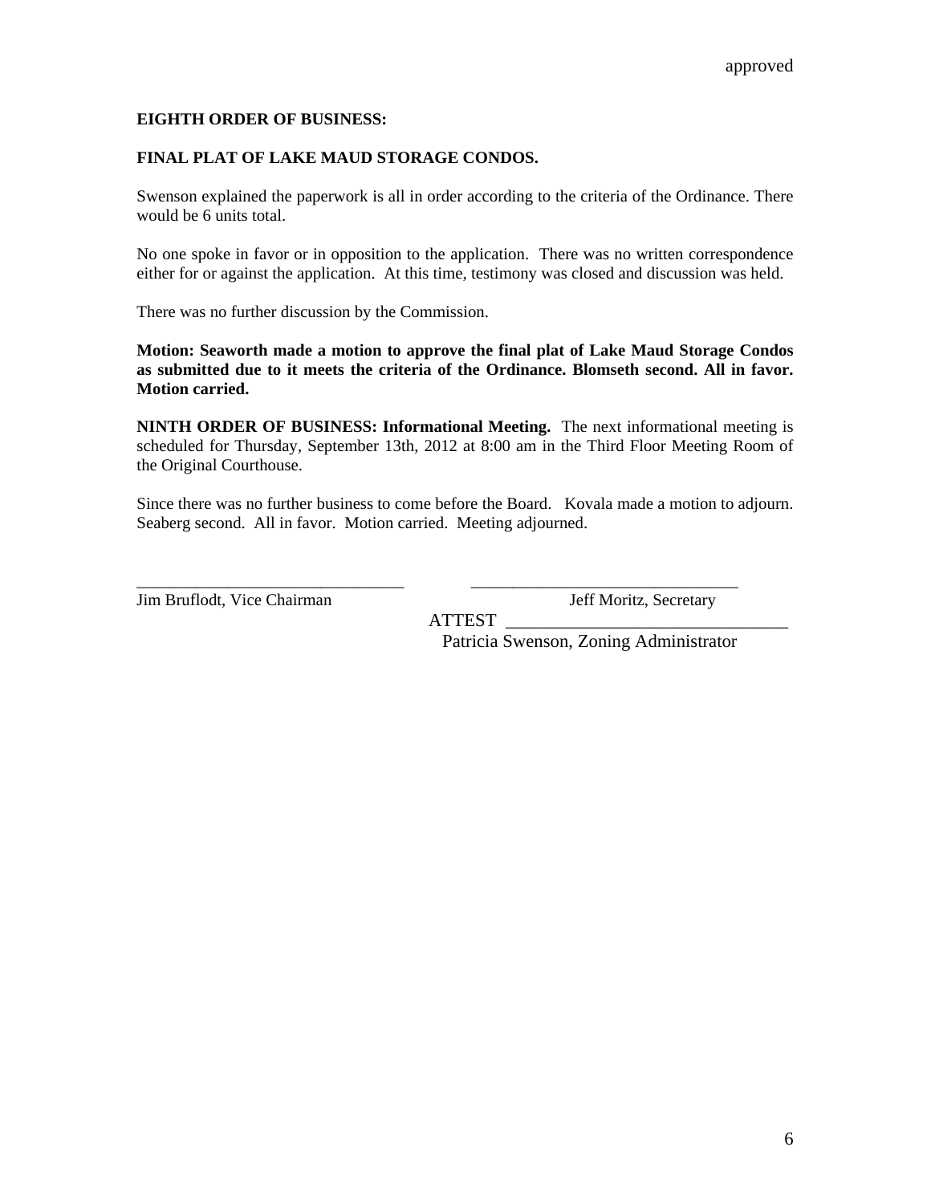approved

**EIGHTH ORDER OF BUSINESS:**

**FINAL PLAT OF LAKE MAUD STORAGE CONDOS.**

Swenson explained the paperwork is all in order according to the criteria of the Ordinance. There would be 6 units total.

No one spoke in favor or in opposition to the application. There was no written correspondence either for or against the application. At this time, testimony was closed and discussion was held.

There was no further discussion by the Commission.

**Motion: Seaworth made a motion to approve the final plat of Lake Maud Storage Condos as submitted due to it meets the criteria of the Ordinance. Blomseth second. All in favor. Motion carried.**

**NINTH ORDER OF BUSINESS: Informational Meeting.** The next informational meeting is scheduled for Thursday, September 13th, 2012 at 8:00 am in the Third Floor Meeting Room of the Original Courthouse.

Since there was no further business to come before the Board. Kovala made a motion to adjourn. Seaberg second. All in favor. Motion carried. Meeting adjourned.

_______________________________ _______________________________

Jim Bruflodt, Vice Chairman Jeff Moritz, Secretary

ATTEST _______________________________

Patricia Swenson, Zoning Administrator